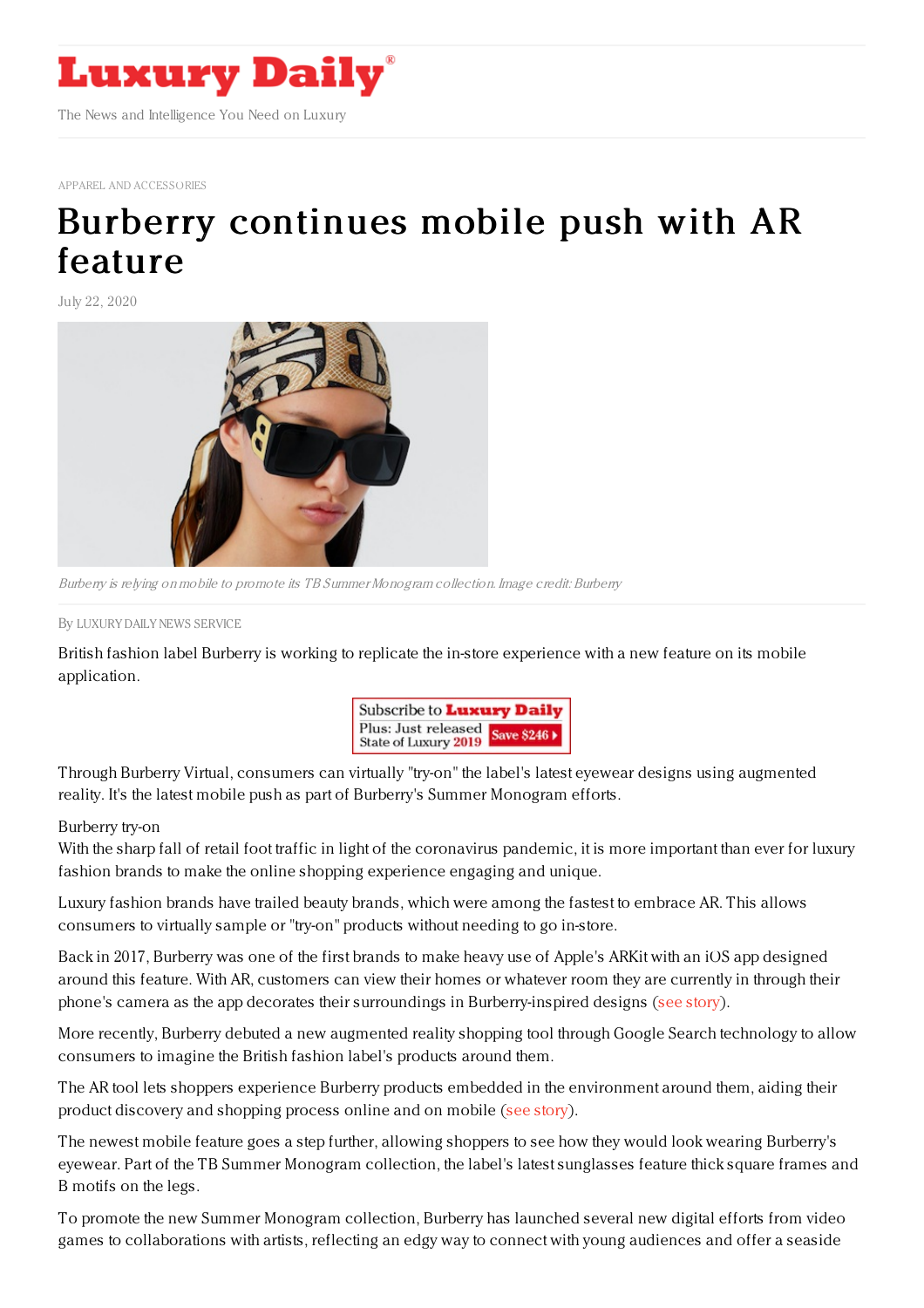# Luxury Daily

The News and Intelligence You Need on Luxury

APPAREL AND ACCESSORIES

# Burberry continues mobile push with AR feature

July 22, 2020

*Burberry is relying on mobile to promote its TB Summer Monogram collection. Image credit: Burberry*

By LUXURY DAILY NEWS SERVICE

British fashion label Burberry is working to replicate the in-store experience with a new feature on its mobile application.

Through Burberry Virtual, consumers can virtually "try-on" the label's latest eyewear designs using augmented reality. It's the latest mobile push as part of Burberry's Summer Monogram efforts.

Burberry try-on

With the sharp fall of retail foot traffic in light of the coronavirus pandemic, it is more important than ever for luxury fashion brands to make the online shopping experience engaging and unique.

Luxury fashion brands have trailed beauty brands, which were among the fastest to embrace AR. This allows consumers to virtually sample or "try-on" products without needing to go in-store.

Back in 2017, Burberry was one of the first brands to make heavy use of Apple's ARKit with an iOS app designed around this feature. With AR, customers can view their homes or whatever room they are currently in through their phone's camera as the app decorates their surroundings in Burberry-inspired designs (see story).

More recently, Burberry debuted a new augmented reality shopping tool through Google Search technology to allow consumers to imagine the British fashion label's products around them.

The AR tool lets shoppers experience Burberry products embedded in the environment around them, aiding their product discovery and shopping process online and on mobile (see story).

The newest mobile feature goes a step further, allowing shoppers to see how they would look wearing Burberry's eyewear. Part of the TB Summer Monogram collection, the label's latest sunglasses feature thick square frames and B motifs on the legs.

To promote the new Summer Monogram collection, Burberry has launched several new digital efforts from video games to collaborations with artists, reflecting an edgy way to connect with young audiences and offer a seaside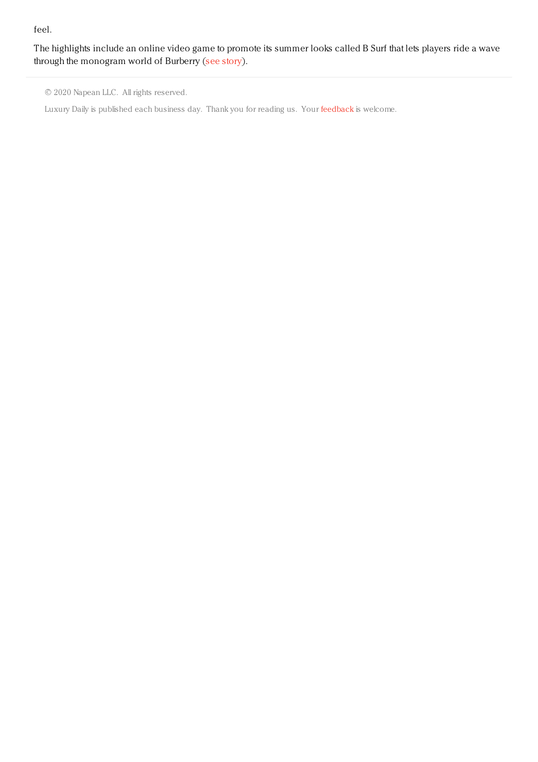feel.

The highlights include an online video game to promote its summer looks called B Surf that lets players ride a wave through the monogram world of Burberry (see story).

© 2020 Napean LLC. All rights reserved.

Luxury Daily is published each business day. Thank you for reading us. Your feedback is welcome.